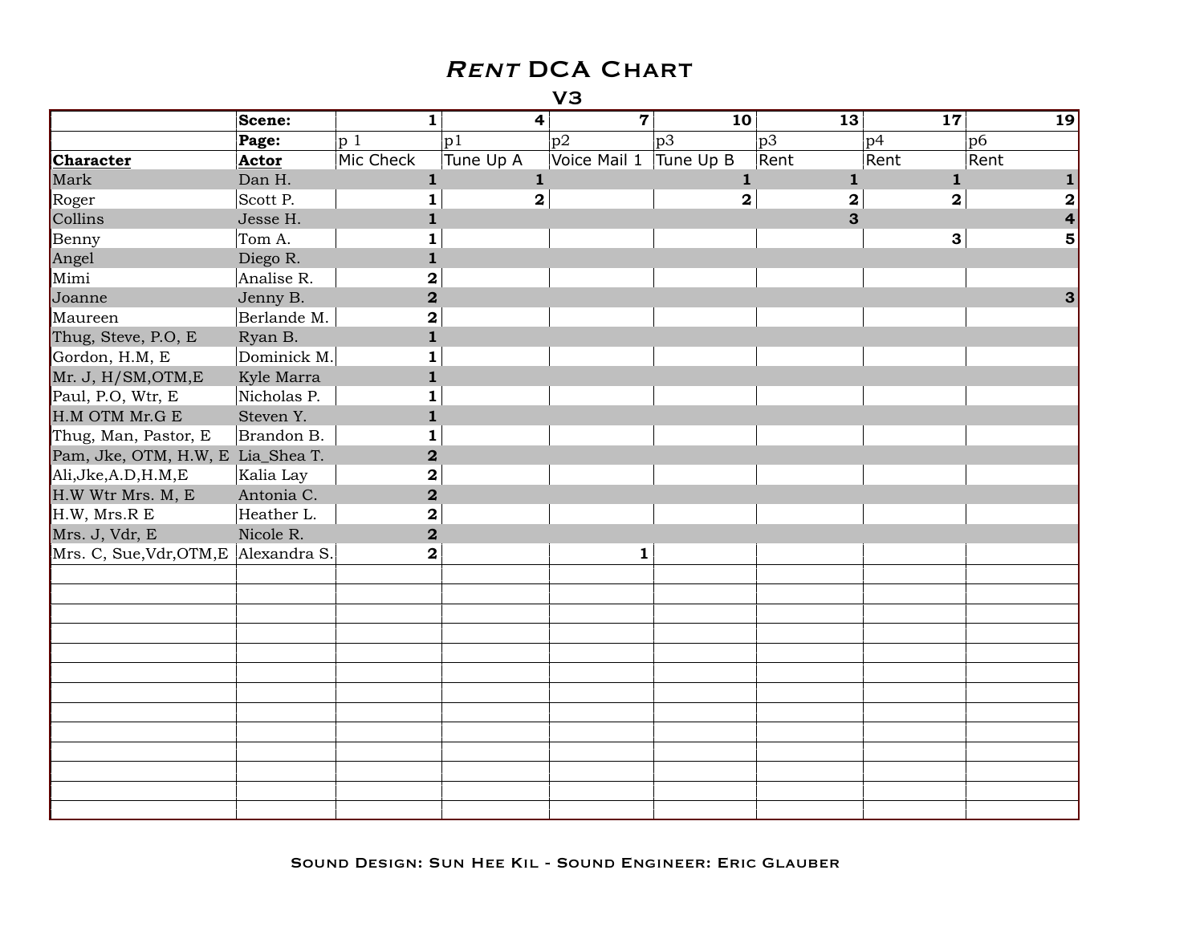# *Rent* DCA Chart

## V3

| | Scene: | 1 | 4 | 7 | 10 | 13 | 17 | 19 |
|---|---|---|---|---|---|---|---|---|
| | **Page:** | p 1 | p1 | p2 | p3 | p3 | p4 | p6 |
| **Character** | **Actor** | Mic Check | Tune Up A | Voice Mail 1 | Tune Up B | Rent | Rent | Rent |
| Mark | Dan H. | 1 | 1 | | 1 | 1 | 1 | 1 |
| Roger | Scott P. | 1 | 2 | | 2 | 2 | 2 | 2 |
| Collins | Jesse H. | 1 | | | | 3 | | 4 |
| Benny | Tom A. | 1 | | | | | 3 | 5 |
| Angel | Diego R. | 1 | | | | | | |
| Mimi | Analise R. | 2 | | | | | | |
| Joanne | Jenny B. | 2 | | | | | | 3 |
| Maureen | Berlande M. | 2 | | | | | | |
| Thug, Steve, P.O, E | Ryan B. | 1 | | | | | | |
| Gordon, H.M, E | Dominick M. | 1 | | | | | | |
| Mr. J, H/SM,OTM,E | Kyle Marra | 1 | | | | | | |
| Paul, P.O, Wtr, E | Nicholas P. | 1 | | | | | | |
| H.M OTM Mr.G E | Steven Y. | 1 | | | | | | |
| Thug, Man, Pastor, E | Brandon B. | 1 | | | | | | |
| Pam, Jke, OTM, H.W, E | Lia_Shea T. | 2 | | | | | | |
| Ali,Jke,A.D,H.M,E | Kalia Lay | 2 | | | | | | |
| H.W Wtr Mrs. M, E | Antonia C. | 2 | | | | | | |
| H.W, Mrs.R E | Heather L. | 2 | | | | | | |
| Mrs. J, Vdr, E | Nicole R. | 2 | | | | | | |
| Mrs. C, Sue,Vdr,OTM,E | Alexandra S. | 2 | | 1 | | | | |

Sound Design: Sun Hee Kil - Sound Engineer: Eric Glauber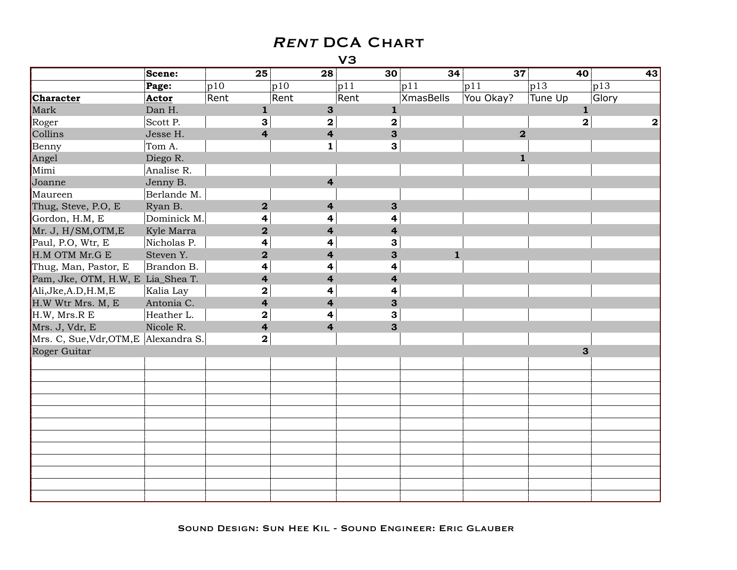# *RENT* DCA CHART

## V3

| | Scene: | 25 | 28 | 30 | 34 | 37 | 40 | 43 |
|---|---|---|---|---|---|---|---|---|
| | Page: | p10 | p10 | p11 | p11 | p11 | p13 | p13 |
| Character | Actor | Rent | Rent | Rent | XmasBells | You Okay? | Tune Up | Glory |
| Mark | Dan H. | 1 | 3 | 1 | | | 1 | |
| Roger | Scott P. | 3 | 2 | 2 | | | 2 | 2 |
| Collins | Jesse H. | 4 | 4 | 3 | | 2 | | |
| Benny | Tom A. | | 1 | 3 | | | | |
| Angel | Diego R. | | | | | 1 | | |
| Mimi | Analise R. | | | | | | | |
| Joanne | Jenny B. | | 4 | | | | | |
| Maureen | Berlande M. | | | | | | | |
| Thug, Steve, P.O, E | Ryan B. | 2 | 4 | 3 | | | | |
| Gordon, H.M, E | Dominick M. | 4 | 4 | 4 | | | | |
| Mr. J, H/SM,OTM,E | Kyle Marra | 2 | 4 | 4 | | | | |
| Paul, P.O, Wtr, E | Nicholas P. | 4 | 4 | 3 | | | | |
| H.M OTM Mr.G E | Steven Y. | 2 | 4 | 3 | 1 | | | |
| Thug, Man, Pastor, E | Brandon B. | 4 | 4 | 4 | | | | |
| Pam, Jke, OTM, H.W, E | Lia_Shea T. | 4 | 4 | 4 | | | | |
| Ali,Jke,A.D,H.M,E | Kalia Lay | 2 | 4 | 4 | | | | |
| H.W Wtr Mrs. M, E | Antonia C. | 4 | 4 | 3 | | | | |
| H.W, Mrs.R E | Heather L. | 2 | 4 | 3 | | | | |
| Mrs. J, Vdr, E | Nicole R. | 4 | 4 | 3 | | | | |
| Mrs. C, Sue,Vdr,OTM,E | Alexandra S. | 2 | | | | | | |
| Roger Guitar | | | | | | | 3 | |
| | | | | | | | | |
| | | | | | | | | |
| | | | | | | | | |
| | | | | | | | | |
| | | | | | | | | |
| | | | | | | | | |
| | | | | | | | | |
| | | | | | | | | |
| | | | | | | | | |
| | | | | | | | | |
| | | | | | | | | |
| | | | | | | | | |

SOUND DESIGN: SUN HEE KIL - SOUND ENGINEER: ERIC GLAUBER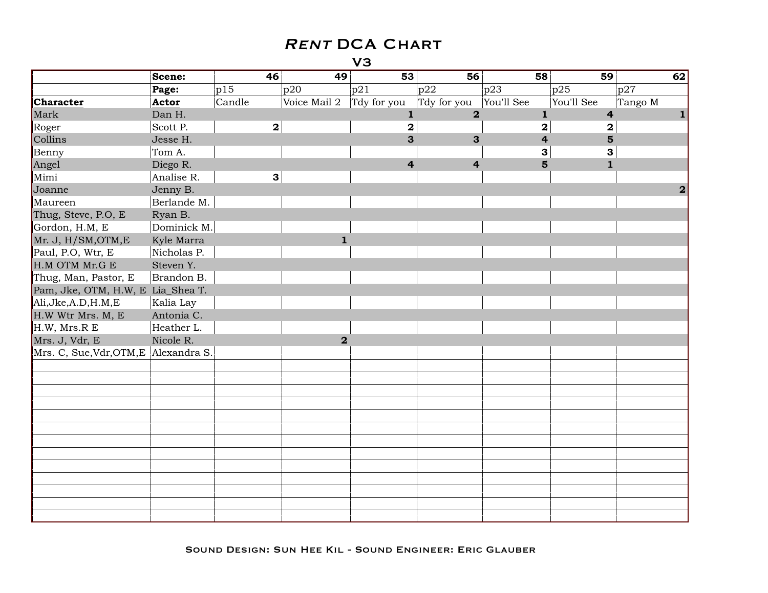# *Rent* DCA Chart

## V3

| | Scene: | 46 | 49 | 53 | 56 | 58 | 59 | 62 |
|---|---|---|---|---|---|---|---|---|
| | **Page:** | p15 | p20 | p21 | p22 | p23 | p25 | p27 |
| **Character** | **Actor** | Candle | Voice Mail 2 | Tdy for you | Tdy for you | You'll See | You'll See | Tango M |
| Mark | Dan H. | | | **1** | **2** | **1** | **4** | **1** |
| Roger | Scott P. | **2** | | **2** | | **2** | **2** | |
| Collins | Jesse H. | | | **3** | **3** | **4** | **5** | |
| Benny | Tom A. | | | | | **3** | **3** | |
| Angel | Diego R. | | | **4** | **4** | **5** | **1** | |
| Mimi | Analise R. | **3** | | | | | | |
| Joanne | Jenny B. | | | | | | | **2** |
| Maureen | Berlande M. | | | | | | | |
| Thug, Steve, P.O, E | Ryan B. | | | | | | | |
| Gordon, H.M, E | Dominick M. | | | | | | | |
| Mr. J, H/SM,OTM,E | Kyle Marra | | **1** | | | | | |
| Paul, P.O, Wtr, E | Nicholas P. | | | | | | | |
| H.M OTM Mr.G E | Steven Y. | | | | | | | |
| Thug, Man, Pastor, E | Brandon B. | | | | | | | |
| Pam, Jke, OTM, H.W, E | Lia_Shea T. | | | | | | | |
| Ali,Jke,A.D,H.M,E | Kalia Lay | | | | | | | |
| H.W Wtr Mrs. M, E | Antonia C. | | | | | | | |
| H.W, Mrs.R E | Heather L. | | | | | | | |
| Mrs. J, Vdr, E | Nicole R. | | **2** | | | | | |
| Mrs. C, Sue,Vdr,OTM,E | Alexandra S. | | | | | | | |

Sound Design: Sun Hee Kil - Sound Engineer: Eric Glauber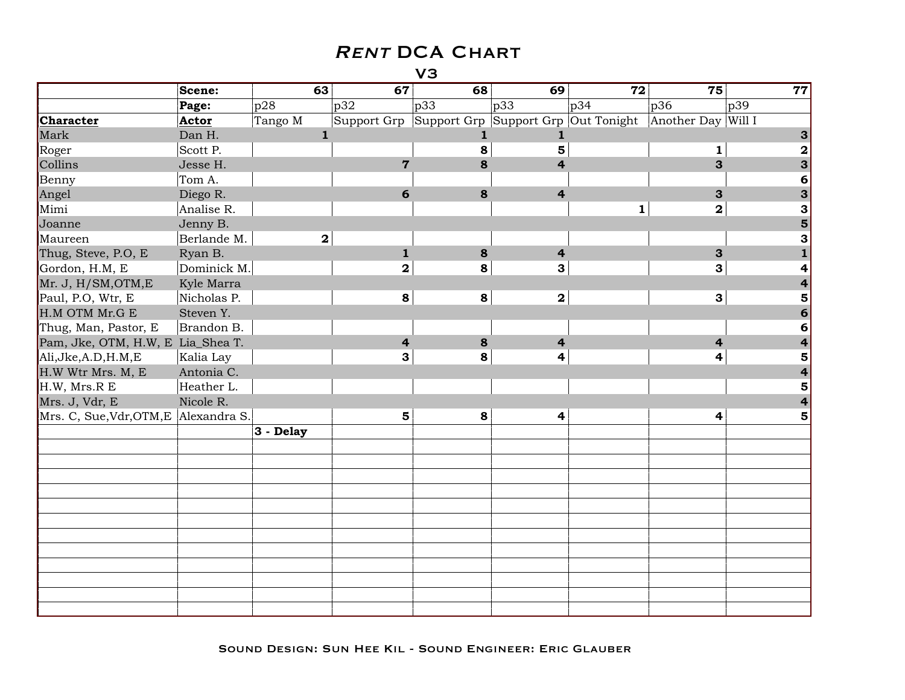# *Rent* DCA Chart

## V3

| | Scene: | 63 | 67 | 68 | 69 | 72 | 75 | 77 |
|---|---|---|---|---|---|---|---|---|
| | **Page:** | p28 | p32 | p33 | p33 | p34 | p36 | p39 |
| **Character** | **Actor** | Tango M | Support Grp | Support Grp | Support Grp | Out Tonight | Another Day | Will I |
| Mark | Dan H. | **1** | | **1** | **1** | | | **3** |
| Roger | Scott P. | | | **8** | **5** | | **1** | **2** |
| Collins | Jesse H. | | **7** | **8** | **4** | | **3** | **3** |
| Benny | Tom A. | | | | | | | **6** |
| Angel | Diego R. | | **6** | **8** | **4** | | **3** | **3** |
| Mimi | Analise R. | | | | | **1** | **2** | **3** |
| Joanne | Jenny B. | | | | | | | **5** |
| Maureen | Berlande M. | **2** | | | | | | **3** |
| Thug, Steve, P.O, E | Ryan B. | | **1** | **8** | **4** | | **3** | **1** |
| Gordon, H.M, E | Dominick M. | | **2** | **8** | **3** | | **3** | **4** |
| Mr. J, H/SM,OTM,E | Kyle Marra | | | | | | | **4** |
| Paul, P.O, Wtr, E | Nicholas P. | | **8** | **8** | **2** | | **3** | **5** |
| H.M OTM Mr.G E | Steven Y. | | | | | | | **6** |
| Thug, Man, Pastor, E | Brandon B. | | | | | | | **6** |
| Pam, Jke, OTM, H.W, E | Lia_Shea T. | | **4** | **8** | **4** | | **4** | **4** |
| Ali,Jke,A.D,H.M,E | Kalia Lay | | **3** | **8** | **4** | | **4** | **5** |
| H.W Wtr Mrs. M, E | Antonia C. | | | | | | | **4** |
| H.W, Mrs.R E | Heather L. | | | | | | | **5** |
| Mrs. J, Vdr, E | Nicole R. | | | | | | | **4** |
| Mrs. C, Sue,Vdr,OTM,E | Alexandra S. | | **5** | **8** | **4** | | **4** | **5** |
| | | **3 - Delay** | | | | | | |

Sound Design: Sun Hee Kil - Sound Engineer: Eric Glauber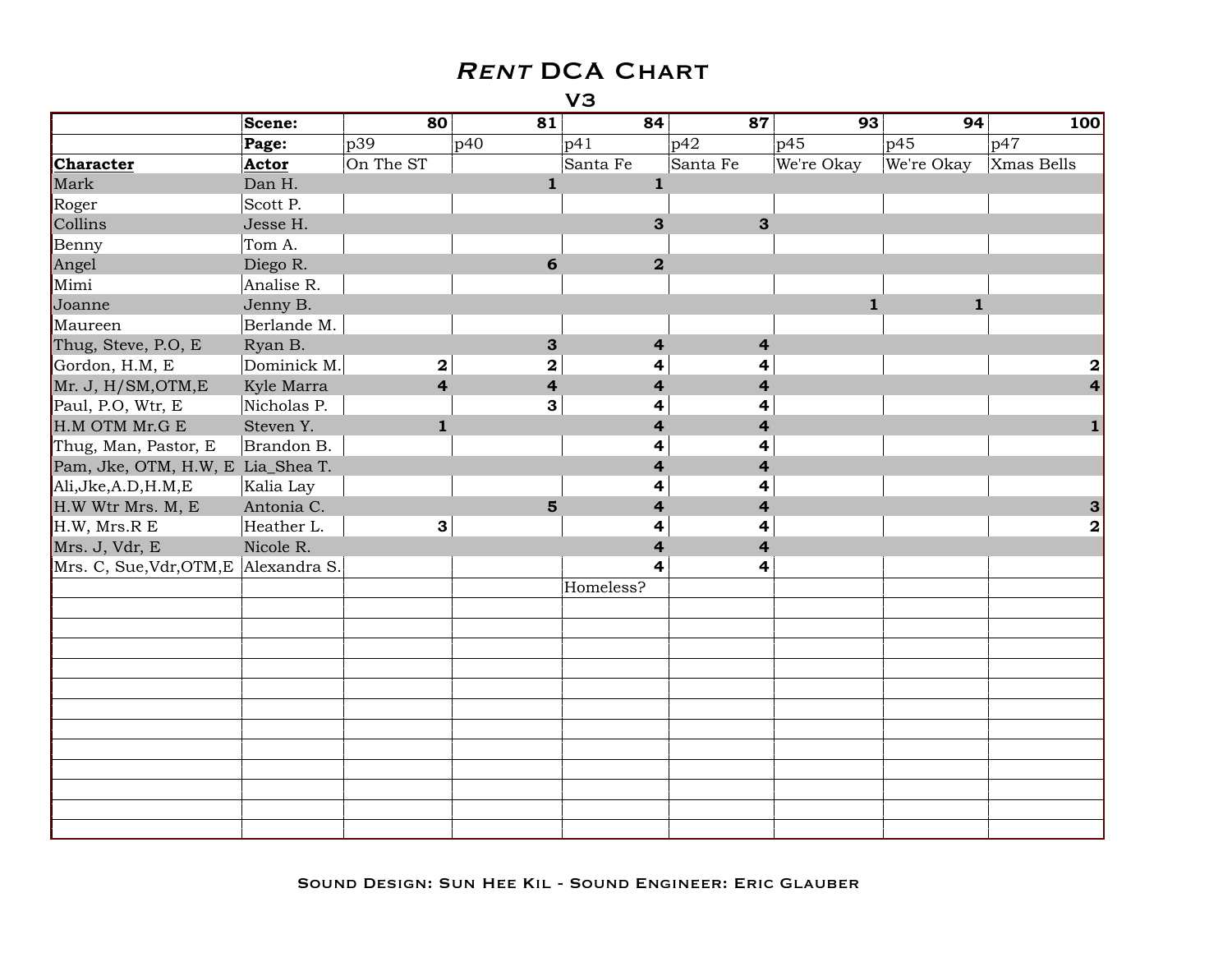# *Rent* DCA Chart

## V3

| | Scene: | 80 | 81 | 84 | 87 | 93 | 94 | 100 |
|---|---|---|---|---|---|---|---|---|
| | **Page:** | p39 | p40 | p41 | p42 | p45 | p45 | p47 |
| **Character** | **Actor** | On The ST | | Santa Fe | Santa Fe | We're Okay | We're Okay | Xmas Bells |
| Mark | Dan H. | | **1** | **1** | | | | |
| Roger | Scott P. | | | | | | | |
| Collins | Jesse H. | | | **3** | **3** | | | |
| Benny | Tom A. | | | | | | | |
| Angel | Diego R. | | **6** | **2** | | | | |
| Mimi | Analise R. | | | | | | | |
| Joanne | Jenny B. | | | | | **1** | **1** | |
| Maureen | Berlande M. | | | | | | | |
| Thug, Steve, P.O, E | Ryan B. | | **3** | **4** | **4** | | | |
| Gordon, H.M, E | Dominick M. | **2** | **2** | **4** | **4** | | | **2** |
| Mr. J, H/SM,OTM,E | Kyle Marra | **4** | **4** | **4** | **4** | | | **4** |
| Paul, P.O, Wtr, E | Nicholas P. | | **3** | **4** | **4** | | | |
| H.M OTM Mr.G E | Steven Y. | **1** | | **4** | **4** | | | **1** |
| Thug, Man, Pastor, E | Brandon B. | | | **4** | **4** | | | |
| Pam, Jke, OTM, H.W, E | Lia_Shea T. | | | **4** | **4** | | | |
| Ali,Jke,A.D,H.M,E | Kalia Lay | | | **4** | **4** | | | |
| H.W Wtr Mrs. M, E | Antonia C. | | **5** | **4** | **4** | | | **3** |
| H.W, Mrs.R E | Heather L. | **3** | | **4** | **4** | | | **2** |
| Mrs. J, Vdr, E | Nicole R. | | | **4** | **4** | | | |
| Mrs. C, Sue,Vdr,OTM,E | Alexandra S. | | | **4** | **4** | | | |
| | | | | Homeless? | | | | |

Sound Design: Sun Hee Kil - Sound Engineer: Eric Glauber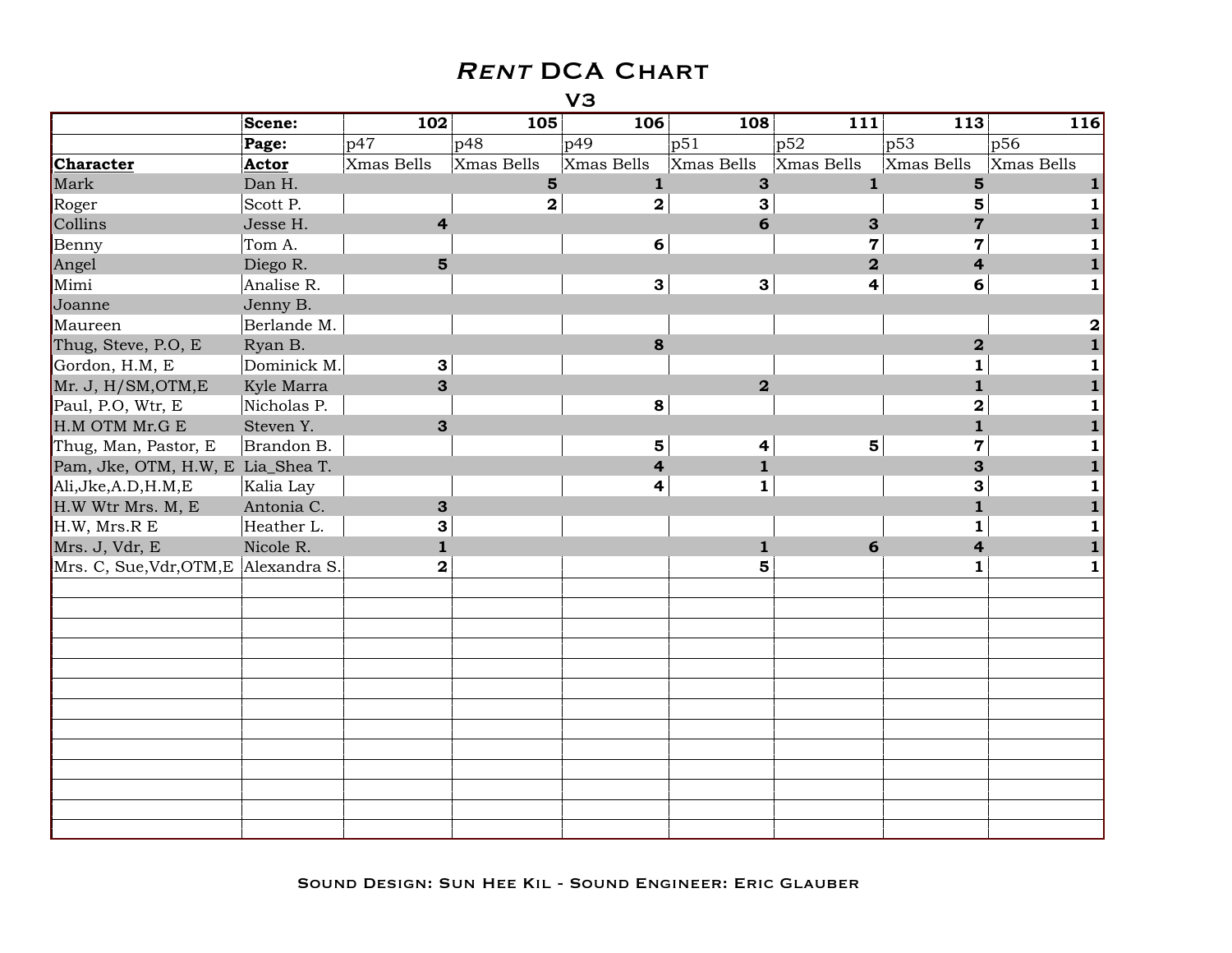# *Rent* DCA Chart

## V3

| | Scene: | 102 | 105 | 106 | 108 | 111 | 113 | 116 |
|---|---|---|---|---|---|---|---|---|
| | Page: | p47 | p48 | p49 | p51 | p52 | p53 | p56 |
| **Character** | **Actor** | Xmas Bells | Xmas Bells | Xmas Bells | Xmas Bells | Xmas Bells | Xmas Bells | Xmas Bells |
| Mark | Dan H. | | 5 | 1 | 3 | 1 | 5 | 1 |
| Roger | Scott P. | | 2 | 2 | 3 | | 5 | 1 |
| Collins | Jesse H. | 4 | | | 6 | 3 | 7 | 1 |
| Benny | Tom A. | | | 6 | | 7 | 7 | 1 |
| Angel | Diego R. | 5 | | | | 2 | 4 | 1 |
| Mimi | Analise R. | | | 3 | 3 | 4 | 6 | 1 |
| Joanne | Jenny B. | | | | | | | |
| Maureen | Berlande M. | | | | | | | 2 |
| Thug, Steve, P.O, E | Ryan B. | | | 8 | | | 2 | 1 |
| Gordon, H.M, E | Dominick M. | 3 | | | | | 1 | 1 |
| Mr. J, H/SM,OTM,E | Kyle Marra | 3 | | | 2 | | 1 | 1 |
| Paul, P.O, Wtr, E | Nicholas P. | | | 8 | | | 2 | 1 |
| H.M OTM Mr.G E | Steven Y. | 3 | | | | | 1 | 1 |
| Thug, Man, Pastor, E | Brandon B. | | | 5 | 4 | 5 | 7 | 1 |
| Pam, Jke, OTM, H.W, E | Lia_Shea T. | | | 4 | 1 | | 3 | 1 |
| Ali,Jke,A.D,H.M,E | Kalia Lay | | | 4 | 1 | | 3 | 1 |
| H.W Wtr Mrs. M, E | Antonia C. | 3 | | | | | 1 | 1 |
| H.W, Mrs.R E | Heather L. | 3 | | | | | 1 | 1 |
| Mrs. J, Vdr, E | Nicole R. | 1 | | | 1 | 6 | 4 | 1 |
| Mrs. C, Sue,Vdr,OTM,E | Alexandra S. | 2 | | | 5 | | 1 | 1 |
| | | | | | | | | |
| | | | | | | | | |
| | | | | | | | | |
| | | | | | | | | |
| | | | | | | | | |
| | | | | | | | | |
| | | | | | | | | |
| | | | | | | | | |
| | | | | | | | | |
| | | | | | | | | |
| | | | | | | | | |
| | | | | | | | | |
| | | | | | | | | |

Sound Design: Sun Hee Kil - Sound Engineer: Eric Glauber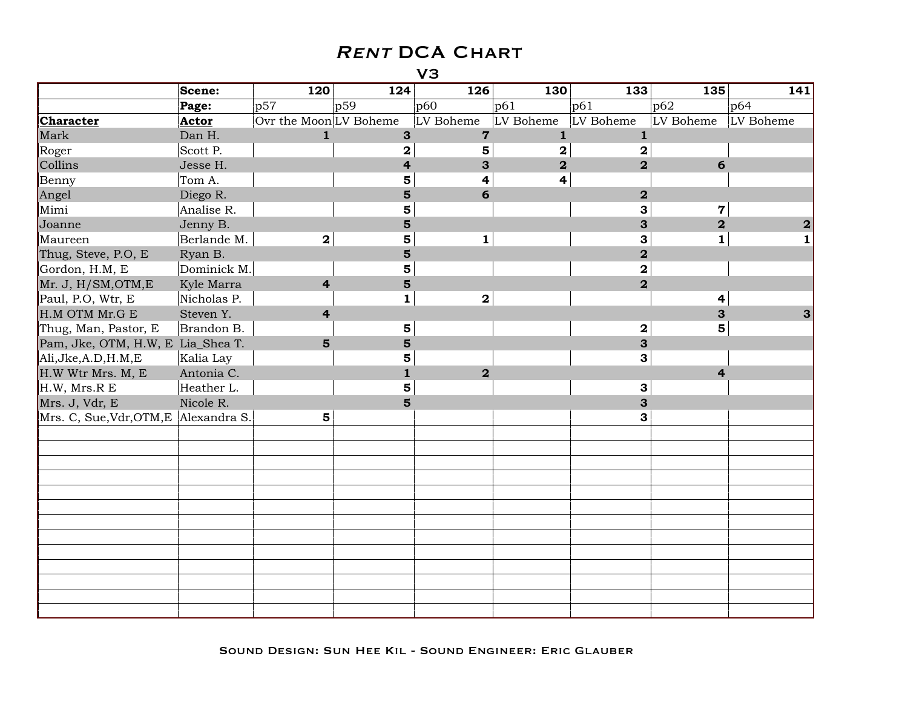# *Rent* DCA Chart

## V3

| | Scene: | 120 | 124 | 126 | 130 | 133 | 135 | 141 |
|---|---|---|---|---|---|---|---|---|
| | Page: | p57 | p59 | p60 | p61 | p61 | p62 | p64 |
| **Character** | **Actor** | Ovr the Moon | LV Boheme | LV Boheme | LV Boheme | LV Boheme | LV Boheme | LV Boheme |
| Mark | Dan H. | 1 | 3 | 7 | 1 | 1 | | |
| Roger | Scott P. | | 2 | 5 | 2 | 2 | | |
| Collins | Jesse H. | | 4 | 3 | 2 | 2 | 6 | |
| Benny | Tom A. | | 5 | 4 | 4 | | | |
| Angel | Diego R. | | 5 | 6 | | 2 | | |
| Mimi | Analise R. | | 5 | | | 3 | 7 | |
| Joanne | Jenny B. | | 5 | | | 3 | 2 | 2 |
| Maureen | Berlande M. | 2 | 5 | 1 | | 3 | 1 | 1 |
| Thug, Steve, P.O, E | Ryan B. | | 5 | | | 2 | | |
| Gordon, H.M, E | Dominick M. | | 5 | | | 2 | | |
| Mr. J, H/SM,OTM,E | Kyle Marra | 4 | 5 | | | 2 | | |
| Paul, P.O, Wtr, E | Nicholas P. | | 1 | 2 | | | 4 | |
| H.M OTM Mr.G E | Steven Y. | 4 | | | | | 3 | 3 |
| Thug, Man, Pastor, E | Brandon B. | | 5 | | | 2 | 5 | |
| Pam, Jke, OTM, H.W, E | Lia_Shea T. | 5 | 5 | | | 3 | | |
| Ali,Jke,A.D,H.M,E | Kalia Lay | | 5 | | | 3 | | |
| H.W Wtr Mrs. M, E | Antonia C. | | 1 | 2 | | | 4 | |
| H.W, Mrs.R E | Heather L. | | 5 | | | 3 | | |
| Mrs. J, Vdr, E | Nicole R. | | 5 | | | 3 | | |
| Mrs. C, Sue,Vdr,OTM,E | Alexandra S. | 5 | | | | 3 | | |

Sound Design: Sun Hee Kil - Sound Engineer: Eric Glauber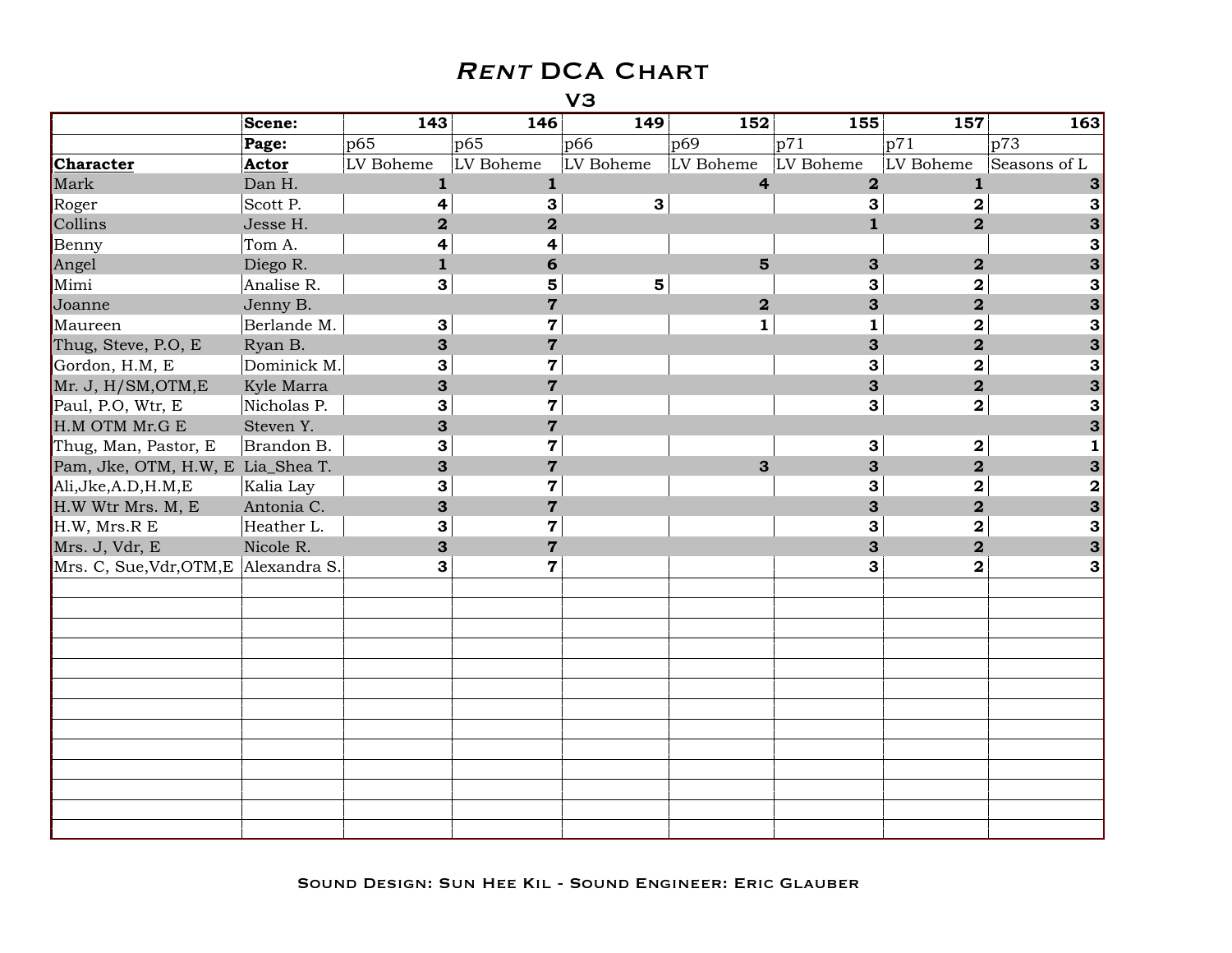# *Rent* DCA Chart

## V3

| | Scene: | 143 | 146 | 149 | 152 | 155 | 157 | 163 |
|---|---|---|---|---|---|---|---|---|
| | **Page:** | p65 | p65 | p66 | p69 | p71 | p71 | p73 |
| | | LV Boheme | LV Boheme | LV Boheme | LV Boheme | LV Boheme | LV Boheme | Seasons of L |
| **Character** | **Actor** | | | | | | | |
| Mark | Dan H. | **1** | **1** | | **4** | **2** | **1** | **3** |
| Roger | Scott P. | **4** | **3** | **3** | | **3** | **2** | **3** |
| Collins | Jesse H. | **2** | **2** | | | **1** | **2** | **3** |
| Benny | Tom A. | **4** | **4** | | | | | **3** |
| Angel | Diego R. | **1** | **6** | | **5** | **3** | **2** | **3** |
| Mimi | Analise R. | **3** | **5** | **5** | | **3** | **2** | **3** |
| Joanne | Jenny B. | | **7** | | **2** | **3** | **2** | **3** |
| Maureen | Berlande M. | **3** | **7** | | **1** | **1** | **2** | **3** |
| Thug, Steve, P.O, E | Ryan B. | **3** | **7** | | | **3** | **2** | **3** |
| Gordon, H.M, E | Dominick M. | **3** | **7** | | | **3** | **2** | **3** |
| Mr. J, H/SM,OTM,E | Kyle Marra | **3** | **7** | | | **3** | **2** | **3** |
| Paul, P.O, Wtr, E | Nicholas P. | **3** | **7** | | | **3** | **2** | **3** |
| H.M OTM Mr.G E | Steven Y. | **3** | **7** | | | | | **3** |
| Thug, Man, Pastor, E | Brandon B. | **3** | **7** | | | **3** | **2** | **1** |
| Pam, Jke, OTM, H.W, E | Lia_Shea T. | **3** | **7** | | **3** | **3** | **2** | **3** |
| Ali,Jke,A.D,H.M,E | Kalia Lay | **3** | **7** | | | **3** | **2** | **2** |
| H.W Wtr Mrs. M, E | Antonia C. | **3** | **7** | | | **3** | **2** | **3** |
| H.W, Mrs.R E | Heather L. | **3** | **7** | | | **3** | **2** | **3** |
| Mrs. J, Vdr, E | Nicole R. | **3** | **7** | | | **3** | **2** | **3** |
| Mrs. C, Sue,Vdr,OTM,E | Alexandra S. | **3** | **7** | | | **3** | **2** | **3** |

Sound Design: Sun Hee Kil - Sound Engineer: Eric Glauber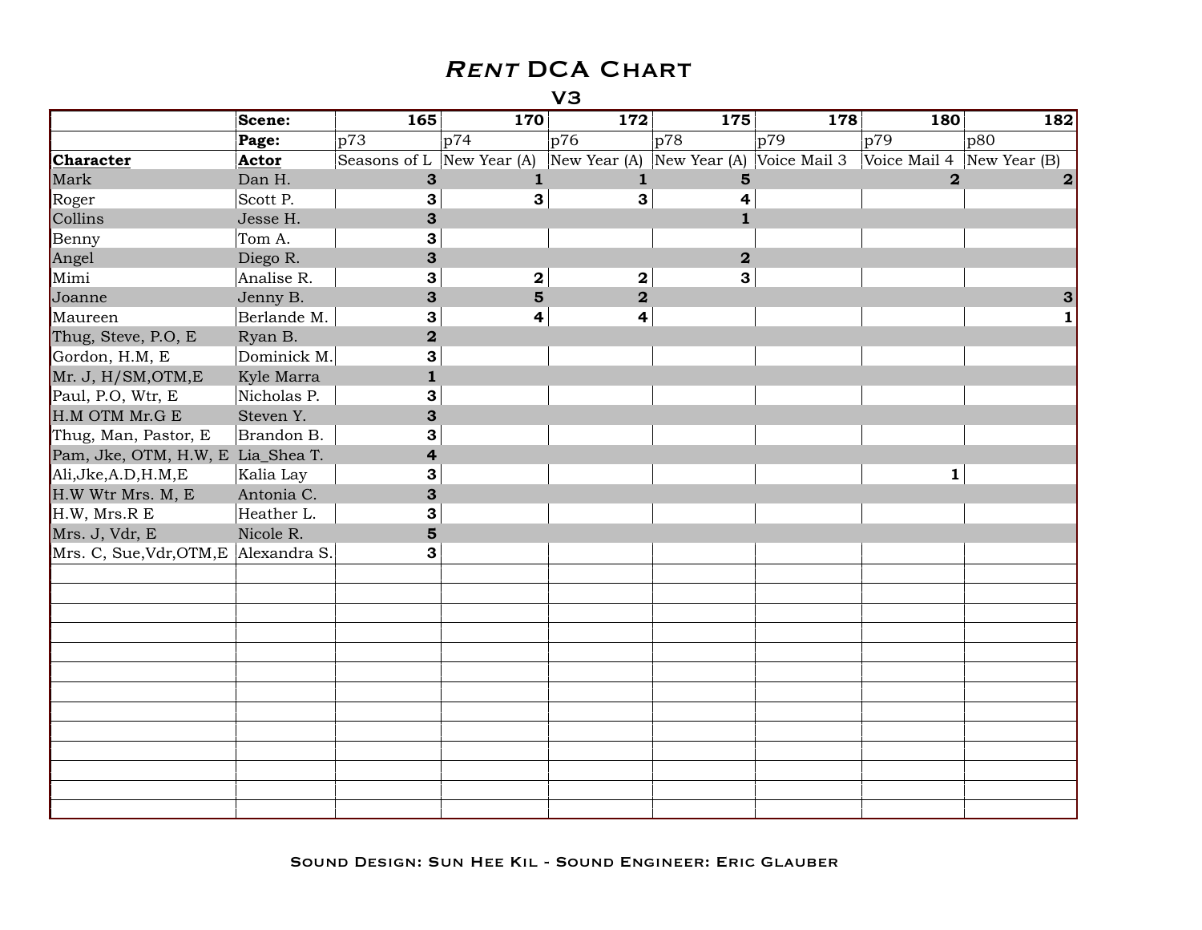# *Rent* DCA Chart

## V3

| | Scene: | 165 | 170 | 172 | 175 | 178 | 180 | 182 |
|---|---|---|---|---|---|---|---|---|
| | **Page:** | p73 | p74 | p76 | p78 | p79 | p79 | p80 |
| **Character** | **Actor** | Seasons of L | New Year (A) | New Year (A) | New Year (A) | Voice Mail 3 | Voice Mail 4 | New Year (B) |
| Mark | Dan H. | **3** | **1** | **1** | **5** | | **2** | **2** |
| Roger | Scott P. | **3** | **3** | **3** | **4** | | | |
| Collins | Jesse H. | **3** | | | **1** | | | |
| Benny | Tom A. | **3** | | | | | | |
| Angel | Diego R. | **3** | | | **2** | | | |
| Mimi | Analise R. | **3** | **2** | **2** | **3** | | | |
| Joanne | Jenny B. | **3** | **5** | **2** | | | | **3** |
| Maureen | Berlande M. | **3** | **4** | **4** | | | | **1** |
| Thug, Steve, P.O, E | Ryan B. | **2** | | | | | | |
| Gordon, H.M, E | Dominick M. | **3** | | | | | | |
| Mr. J, H/SM,OTM,E | Kyle Marra | **1** | | | | | | |
| Paul, P.O, Wtr, E | Nicholas P. | **3** | | | | | | |
| H.M OTM Mr.G E | Steven Y. | **3** | | | | | | |
| Thug, Man, Pastor, E | Brandon B. | **3** | | | | | | |
| Pam, Jke, OTM, H.W, E | Lia_Shea T. | **4** | | | | | | |
| Ali,Jke,A.D,H.M,E | Kalia Lay | **3** | | | | | **1** | |
| H.W Wtr Mrs. M, E | Antonia C. | **3** | | | | | | |
| H.W, Mrs.R E | Heather L. | **3** | | | | | | |
| Mrs. J, Vdr, E | Nicole R. | **5** | | | | | | |
| Mrs. C, Sue,Vdr,OTM,E | Alexandra S. | **3** | | | | | | |

Sound Design: Sun Hee Kil - Sound Engineer: Eric Glauber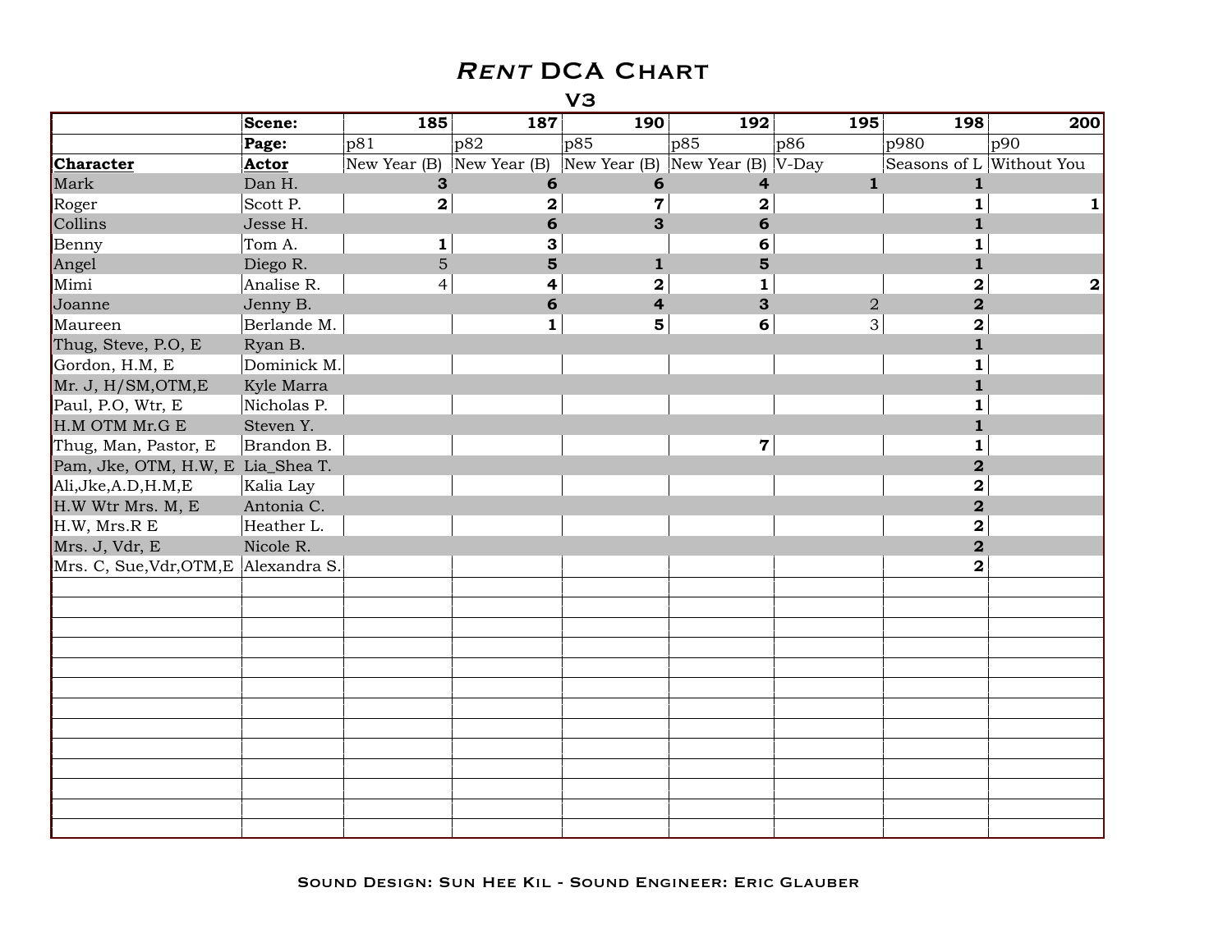# *Rent* DCA Chart

## V3

| | Scene: | 185 | 187 | 190 | 192 | 195 | 198 | 200 |
|---|---|---|---|---|---|---|---|---|
| | Page: | p81 | p82 | p85 | p85 | p86 | p980 | p90 |
| **Character** | **Actor** | New Year (B) | New Year (B) | New Year (B) | New Year (B) | V-Day | Seasons of L | Without You |
| Mark | Dan H. | **3** | **6** | **6** | **4** | **1** | **1** | |
| Roger | Scott P. | **2** | **2** | **7** | **2** | | **1** | **1** |
| Collins | Jesse H. | | **6** | **3** | **6** | | **1** | |
| Benny | Tom A. | **1** | **3** | | **6** | | **1** | |
| Angel | Diego R. | 5 | **5** | **1** | **5** | | **1** | |
| Mimi | Analise R. | 4 | **4** | **2** | **1** | | **2** | **2** |
| Joanne | Jenny B. | | **6** | **4** | **3** | 2 | **2** | |
| Maureen | Berlande M. | | **1** | **5** | **6** | 3 | **2** | |
| Thug, Steve, P.O, E | Ryan B. | | | | | | **1** | |
| Gordon, H.M, E | Dominick M. | | | | | | **1** | |
| Mr. J, H/SM,OTM,E | Kyle Marra | | | | | | **1** | |
| Paul, P.O, Wtr, E | Nicholas P. | | | | | | **1** | |
| H.M OTM Mr.G E | Steven Y. | | | | | | **1** | |
| Thug, Man, Pastor, E | Brandon B. | | | | **7** | | **1** | |
| Pam, Jke, OTM, H.W, E | Lia_Shea T. | | | | | | **2** | |
| Ali,Jke,A.D,H.M,E | Kalia Lay | | | | | | **2** | |
| H.W Wtr Mrs. M, E | Antonia C. | | | | | | **2** | |
| H.W, Mrs.R E | Heather L. | | | | | | **2** | |
| Mrs. J, Vdr, E | Nicole R. | | | | | | **2** | |
| Mrs. C, Sue,Vdr,OTM,E | Alexandra S. | | | | | | **2** | |

Sound Design: Sun Hee Kil - Sound Engineer: Eric Glauber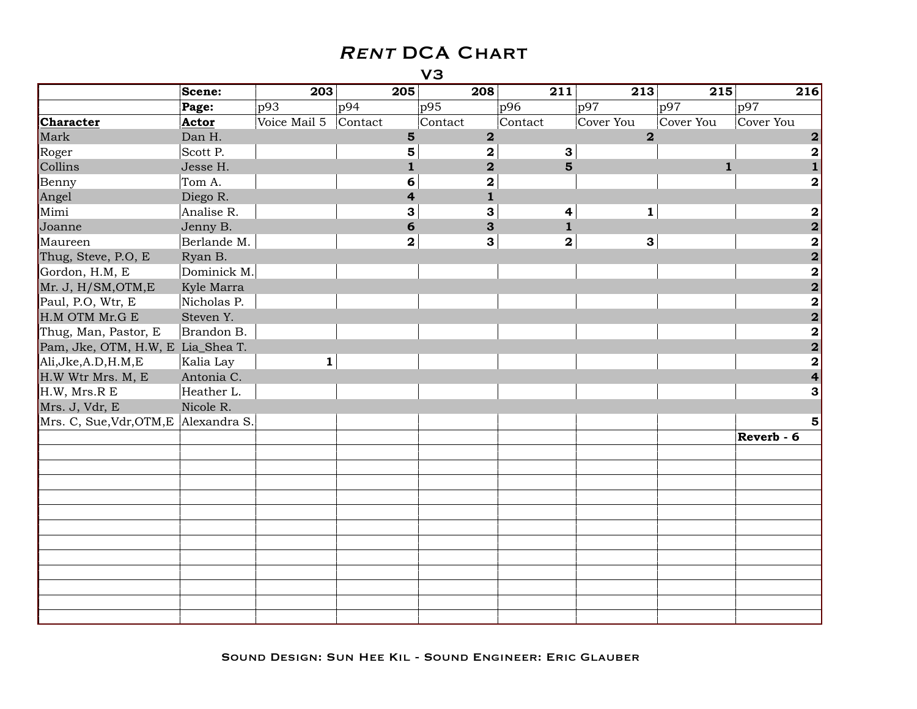# *Rent* DCA Chart

## V3

| | Scene: | 203 | 205 | 208 | 211 | 213 | 215 | 216 |
|---|---|---|---|---|---|---|---|---|
| | Page: | p93 | p94 | p95 | p96 | p97 | p97 | p97 |
| **Character** | **Actor** | Voice Mail 5 | Contact | Contact | Contact | Cover You | Cover You | Cover You |
| Mark | Dan H. | | **5** | **2** | | **2** | | **2** |
| Roger | Scott P. | | **5** | **2** | **3** | | | **2** |
| Collins | Jesse H. | | **1** | **2** | **5** | | **1** | **1** |
| Benny | Tom A. | | **6** | **2** | | | | **2** |
| Angel | Diego R. | | **4** | **1** | | | | |
| Mimi | Analise R. | | **3** | **3** | **4** | **1** | | **2** |
| Joanne | Jenny B. | | **6** | **3** | **1** | | | **2** |
| Maureen | Berlande M. | | **2** | **3** | **2** | **3** | | **2** |
| Thug, Steve, P.O, E | Ryan B. | | | | | | | **2** |
| Gordon, H.M, E | Dominick M. | | | | | | | **2** |
| Mr. J, H/SM,OTM,E | Kyle Marra | | | | | | | **2** |
| Paul, P.O, Wtr, E | Nicholas P. | | | | | | | **2** |
| H.M OTM Mr.G E | Steven Y. | | | | | | | **2** |
| Thug, Man, Pastor, E | Brandon B. | | | | | | | **2** |
| Pam, Jke, OTM, H.W, E | Lia_Shea T. | | | | | | | **2** |
| Ali,Jke,A.D,H.M,E | Kalia Lay | **1** | | | | | | **2** |
| H.W Wtr Mrs. M, E | Antonia C. | | | | | | | **4** |
| H.W, Mrs.R E | Heather L. | | | | | | | **3** |
| Mrs. J, Vdr, E | Nicole R. | | | | | | | |
| Mrs. C, Sue,Vdr,OTM,E | Alexandra S. | | | | | | | **5** |
| | | | | | | | | **Reverb - 6** |

Sound Design: Sun Hee Kil - Sound Engineer: Eric Glauber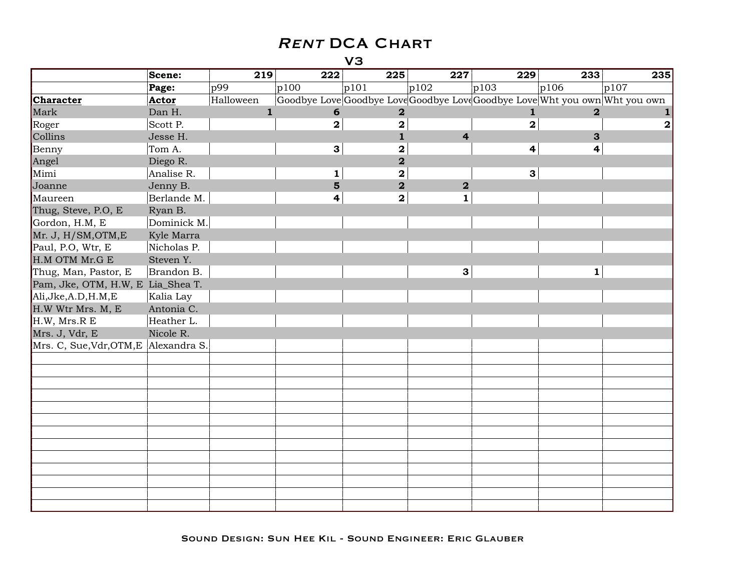# *Rent* DCA Chart

## V3

| | Scene: | 219 | 222 | 225 | 227 | 229 | 233 | 235 |
|---|---|---|---|---|---|---|---|---|
| | **Page:** | p99 | p100 | p101 | p102 | p103 | p106 | p107 |
| **Character** | **Actor** | Halloween | Goodbye Love | Goodbye Love | Goodbye Love | Goodbye Love | Wht you own | Wht you own |
| Mark | Dan H. | 1 | 6 | 2 | | 1 | 2 | 1 |
| Roger | Scott P. | | 2 | 2 | | 2 | | 2 |
| Collins | Jesse H. | | | 1 | 4 | | 3 | |
| Benny | Tom A. | | 3 | 2 | | 4 | 4 | |
| Angel | Diego R. | | | 2 | | | | |
| Mimi | Analise R. | | 1 | 2 | | 3 | | |
| Joanne | Jenny B. | | 5 | 2 | 2 | | | |
| Maureen | Berlande M. | | 4 | 2 | 1 | | | |
| Thug, Steve, P.O, E | Ryan B. | | | | | | | |
| Gordon, H.M, E | Dominick M. | | | | | | | |
| Mr. J, H/SM,OTM,E | Kyle Marra | | | | | | | |
| Paul, P.O, Wtr, E | Nicholas P. | | | | | | | |
| H.M OTM Mr.G E | Steven Y. | | | | | | | |
| Thug, Man, Pastor, E | Brandon B. | | | | 3 | | 1 | |
| Pam, Jke, OTM, H.W, E | Lia_Shea T. | | | | | | | |
| Ali,Jke,A.D,H.M,E | Kalia Lay | | | | | | | |
| H.W Wtr Mrs. M, E | Antonia C. | | | | | | | |
| H.W, Mrs.R E | Heather L. | | | | | | | |
| Mrs. J, Vdr, E | Nicole R. | | | | | | | |
| Mrs. C, Sue,Vdr,OTM,E | Alexandra S. | | | | | | | |

Sound Design: Sun Hee Kil - Sound Engineer: Eric Glauber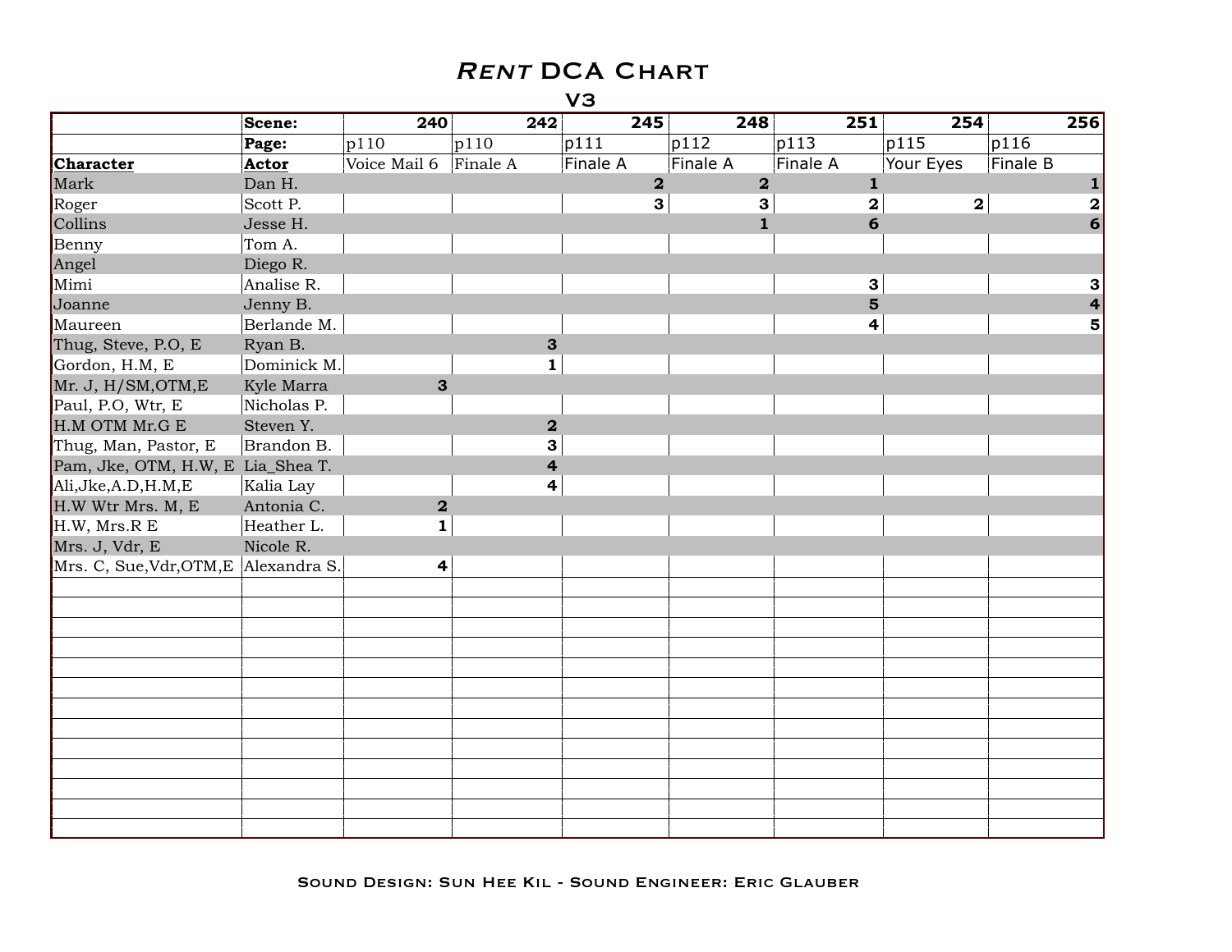# *Rent* DCA Chart

## V3

| | Scene: | 240 | 242 | 245 | 248 | 251 | 254 | 256 |
|---|---|---|---|---|---|---|---|---|
| | **Page:** | p110 | p110 | p111 | p112 | p113 | p115 | p116 |
| **Character** | **Actor** | Voice Mail 6 | Finale A | Finale A | Finale A | Finale A | Your Eyes | Finale B |
| Mark | Dan H. | | | **2** | **2** | **1** | | **1** |
| Roger | Scott P. | | | **3** | **3** | **2** | **2** | **2** |
| Collins | Jesse H. | | | | **1** | **6** | | **6** |
| Benny | Tom A. | | | | | | | |
| Angel | Diego R. | | | | | | | |
| Mimi | Analise R. | | | | | **3** | | **3** |
| Joanne | Jenny B. | | | | | **5** | | **4** |
| Maureen | Berlande M. | | | | | **4** | | **5** |
| Thug, Steve, P.O, E | Ryan B. | | **3** | | | | | |
| Gordon, H.M, E | Dominick M. | | **1** | | | | | |
| Mr. J, H/SM,OTM,E | Kyle Marra | **3** | | | | | | |
| Paul, P.O, Wtr, E | Nicholas P. | | | | | | | |
| H.M OTM Mr.G E | Steven Y. | | **2** | | | | | |
| Thug, Man, Pastor, E | Brandon B. | | **3** | | | | | |
| Pam, Jke, OTM, H.W, E | Lia_Shea T. | | **4** | | | | | |
| Ali,Jke,A.D,H.M,E | Kalia Lay | | **4** | | | | | |
| H.W Wtr Mrs. M, E | Antonia C. | **2** | | | | | | |
| H.W, Mrs.R E | Heather L. | **1** | | | | | | |
| Mrs. J, Vdr, E | Nicole R. | | | | | | | |
| Mrs. C, Sue,Vdr,OTM,E | Alexandra S. | **4** | | | | | | |
| | | | | | | | | |
| | | | | | | | | |
| | | | | | | | | |
| | | | | | | | | |
| | | | | | | | | |
| | | | | | | | | |
| | | | | | | | | |
| | | | | | | | | |
| | | | | | | | | |
| | | | | | | | | |
| | | | | | | | | |
| | | | | | | | | |
| | | | | | | | | |

Sound Design: Sun Hee Kil - Sound Engineer: Eric Glauber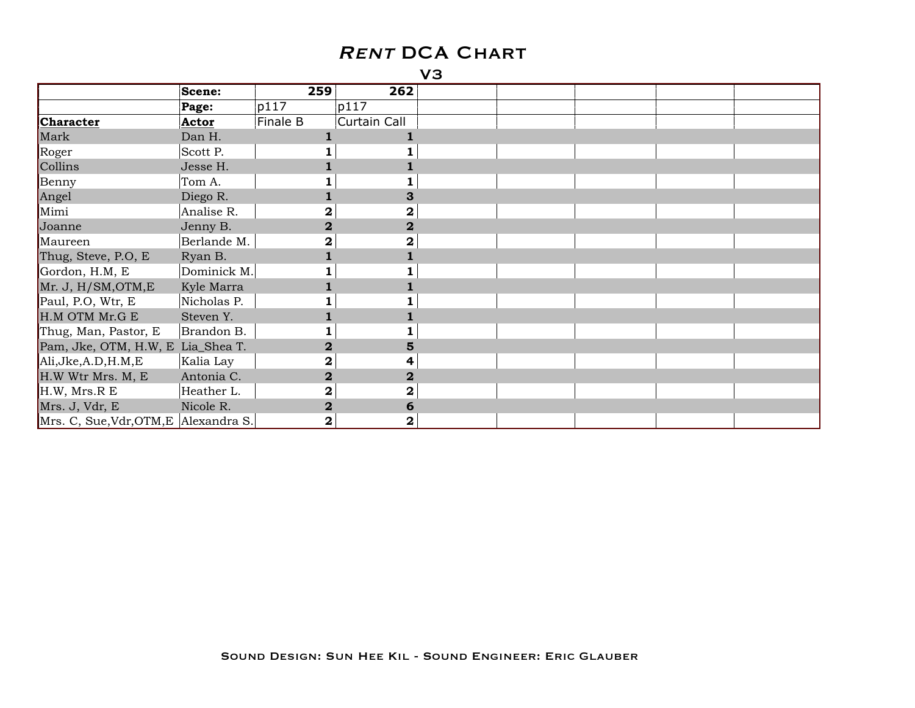# *Rent* DCA Chart

## V3

| | Scene: | 259 | 262 | | | | | |
|---|---|---|---|---|---|---|---|---|
| | **Page:** | p117 | p117 | | | | | |
| **Character** | **Actor** | Finale B | Curtain Call | | | | | |
| Mark | Dan H. | **1** | **1** | | | | | |
| Roger | Scott P. | **1** | **1** | | | | | |
| Collins | Jesse H. | **1** | **1** | | | | | |
| Benny | Tom A. | **1** | **1** | | | | | |
| Angel | Diego R. | **1** | **3** | | | | | |
| Mimi | Analise R. | **2** | **2** | | | | | |
| Joanne | Jenny B. | **2** | **2** | | | | | |
| Maureen | Berlande M. | **2** | **2** | | | | | |
| Thug, Steve, P.O, E | Ryan B. | **1** | **1** | | | | | |
| Gordon, H.M, E | Dominick M. | **1** | **1** | | | | | |
| Mr. J, H/SM,OTM,E | Kyle Marra | **1** | **1** | | | | | |
| Paul, P.O, Wtr, E | Nicholas P. | **1** | **1** | | | | | |
| H.M OTM Mr.G E | Steven Y. | **1** | **1** | | | | | |
| Thug, Man, Pastor, E | Brandon B. | **1** | **1** | | | | | |
| Pam, Jke, OTM, H.W, E | Lia_Shea T. | **2** | **5** | | | | | |
| Ali,Jke,A.D,H.M,E | Kalia Lay | **2** | **4** | | | | | |
| H.W Wtr Mrs. M, E | Antonia C. | **2** | **2** | | | | | |
| H.W, Mrs.R E | Heather L. | **2** | **2** | | | | | |
| Mrs. J, Vdr, E | Nicole R. | **2** | **6** | | | | | |
| Mrs. C, Sue,Vdr,OTM,E | Alexandra S. | **2** | **2** | | | | | |

Sound Design: Sun Hee Kil - Sound Engineer: Eric Glauber